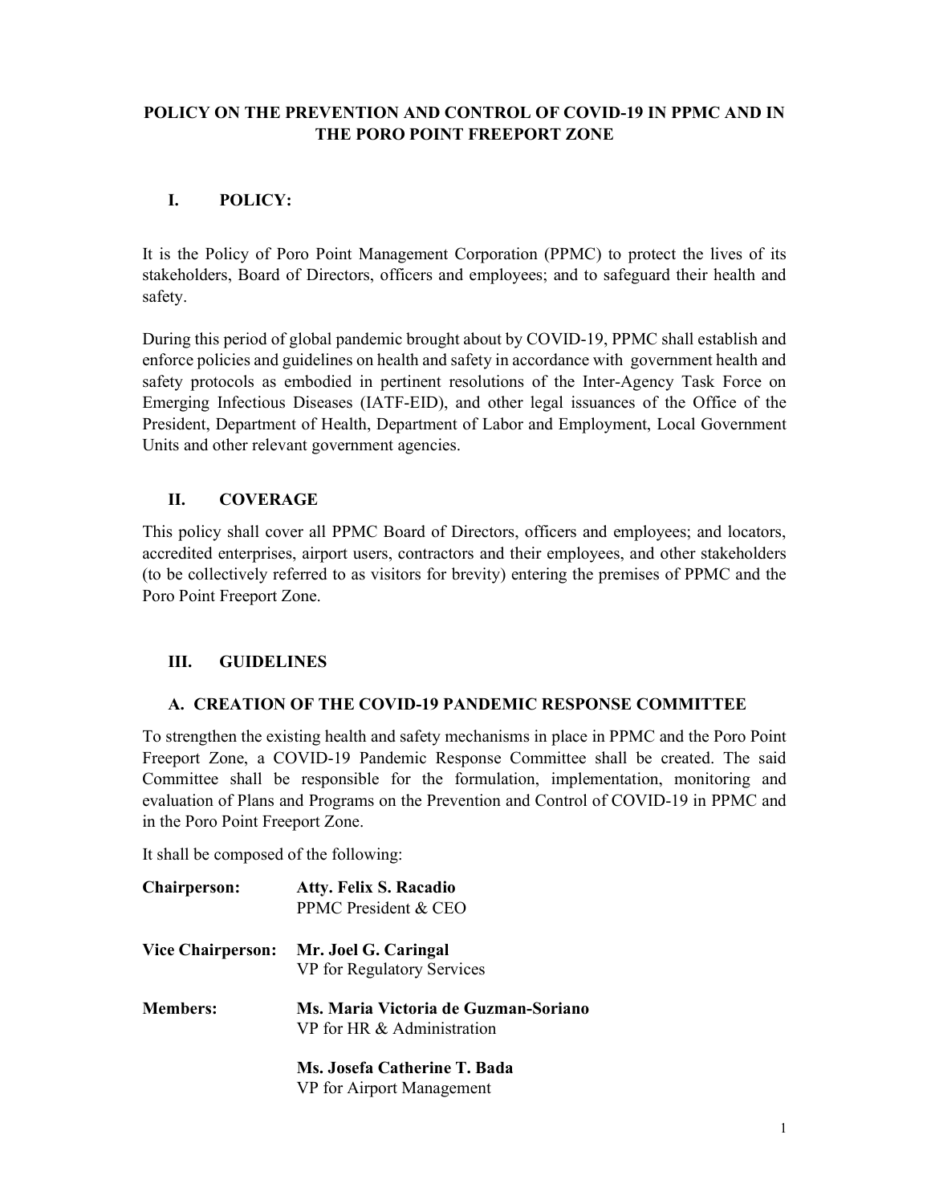# POLICY ON THE PREVENTION AND CONTROL OF COVID-19 IN PPMC AND IN THE PORO POINT FREEPORT ZONE

## I. POLICY:

It is the Policy of Poro Point Management Corporation (PPMC) to protect the lives of its stakeholders, Board of Directors, officers and employees; and to safeguard their health and safety.

During this period of global pandemic brought about by COVID-19, PPMC shall establish and enforce policies and guidelines on health and safety in accordance with government health and safety protocols as embodied in pertinent resolutions of the Inter-Agency Task Force on Emerging Infectious Diseases (IATF-EID), and other legal issuances of the Office of the President, Department of Health, Department of Labor and Employment, Local Government Units and other relevant government agencies.

## II. COVERAGE

This policy shall cover all PPMC Board of Directors, officers and employees; and locators, accredited enterprises, airport users, contractors and their employees, and other stakeholders (to be collectively referred to as visitors for brevity) entering the premises of PPMC and the Poro Point Freeport Zone.

## III. GUIDELINES

### A. CREATION OF THE COVID-19 PANDEMIC RESPONSE COMMITTEE

To strengthen the existing health and safety mechanisms in place in PPMC and the Poro Point Freeport Zone, a COVID-19 Pandemic Response Committee shall be created. The said Committee shall be responsible for the formulation, implementation, monitoring and evaluation of Plans and Programs on the Prevention and Control of COVID-19 in PPMC and in the Poro Point Freeport Zone.

It shall be composed of the following:

**Chairperson:** **Atty. Felix S. Racadio**
PPMC President & CEO

**Vice Chairperson:** **Mr. Joel G. Caringal**
VP for Regulatory Services

**Members:** **Ms. Maria Victoria de Guzman-Soriano**
VP for HR & Administration

**Ms. Josefa Catherine T. Bada**
VP for Airport Management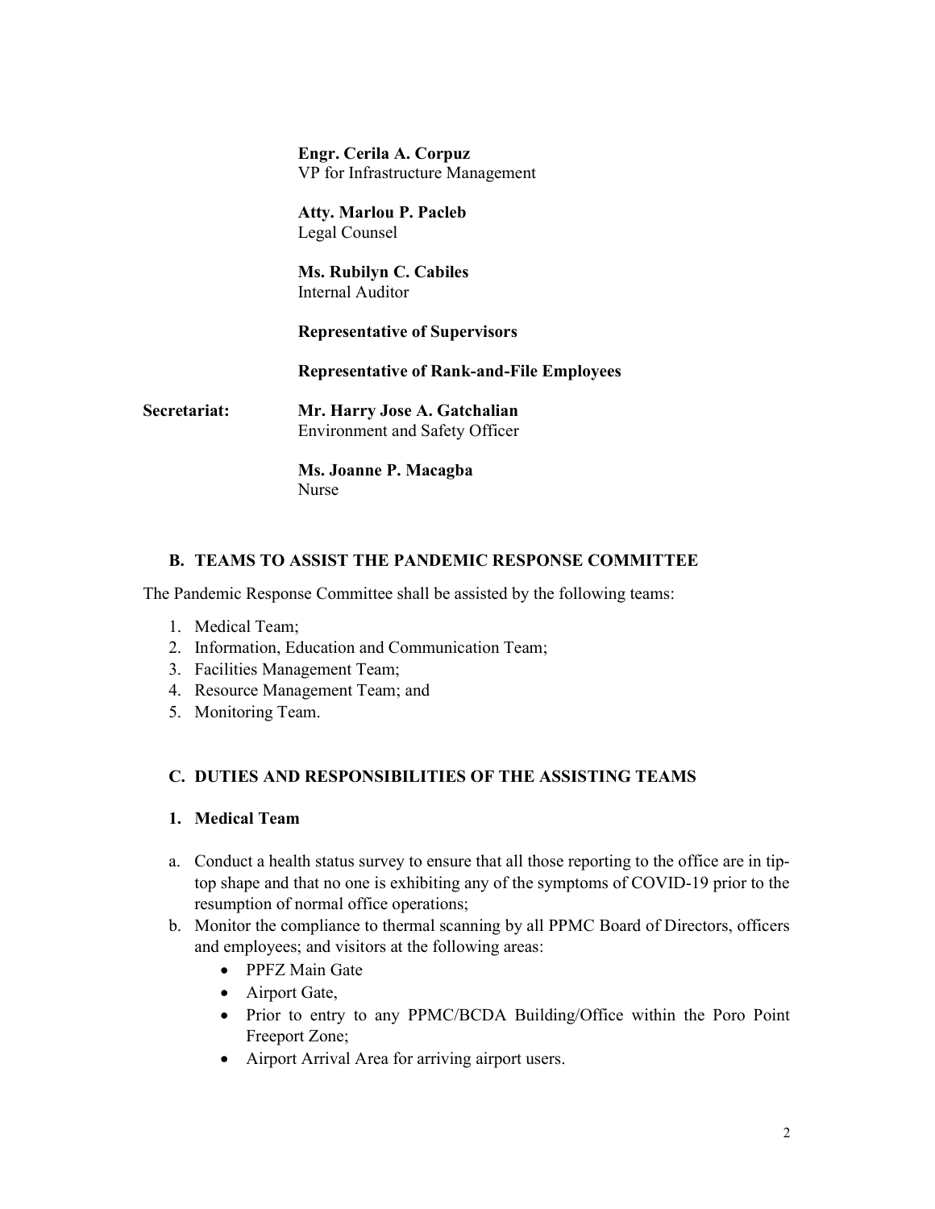**Engr. Cerila A. Corpuz**
VP for Infrastructure Management

**Atty. Marlou P. Pacleb**
Legal Counsel

**Ms. Rubilyn C. Cabiles**
Internal Auditor

**Representative of Supervisors**

**Representative of Rank-and-File Employees**

**Secretariat:** **Mr. Harry Jose A. Gatchalian**
Environment and Safety Officer

**Ms. Joanne P. Macagba**
Nurse

### B. TEAMS TO ASSIST THE PANDEMIC RESPONSE COMMITTEE

The Pandemic Response Committee shall be assisted by the following teams:

1. Medical Team;
2. Information, Education and Communication Team;
3. Facilities Management Team;
4. Resource Management Team; and
5. Monitoring Team.

### C. DUTIES AND RESPONSIBILITIES OF THE ASSISTING TEAMS

#### 1. Medical Team

a. Conduct a health status survey to ensure that all those reporting to the office are in tip-top shape and that no one is exhibiting any of the symptoms of COVID-19 prior to the resumption of normal office operations;
b. Monitor the compliance to thermal scanning by all PPMC Board of Directors, officers and employees; and visitors at the following areas:
   - PPFZ Main Gate
   - Airport Gate,
   - Prior to entry to any PPMC/BCDA Building/Office within the Poro Point Freeport Zone;
   - Airport Arrival Area for arriving airport users.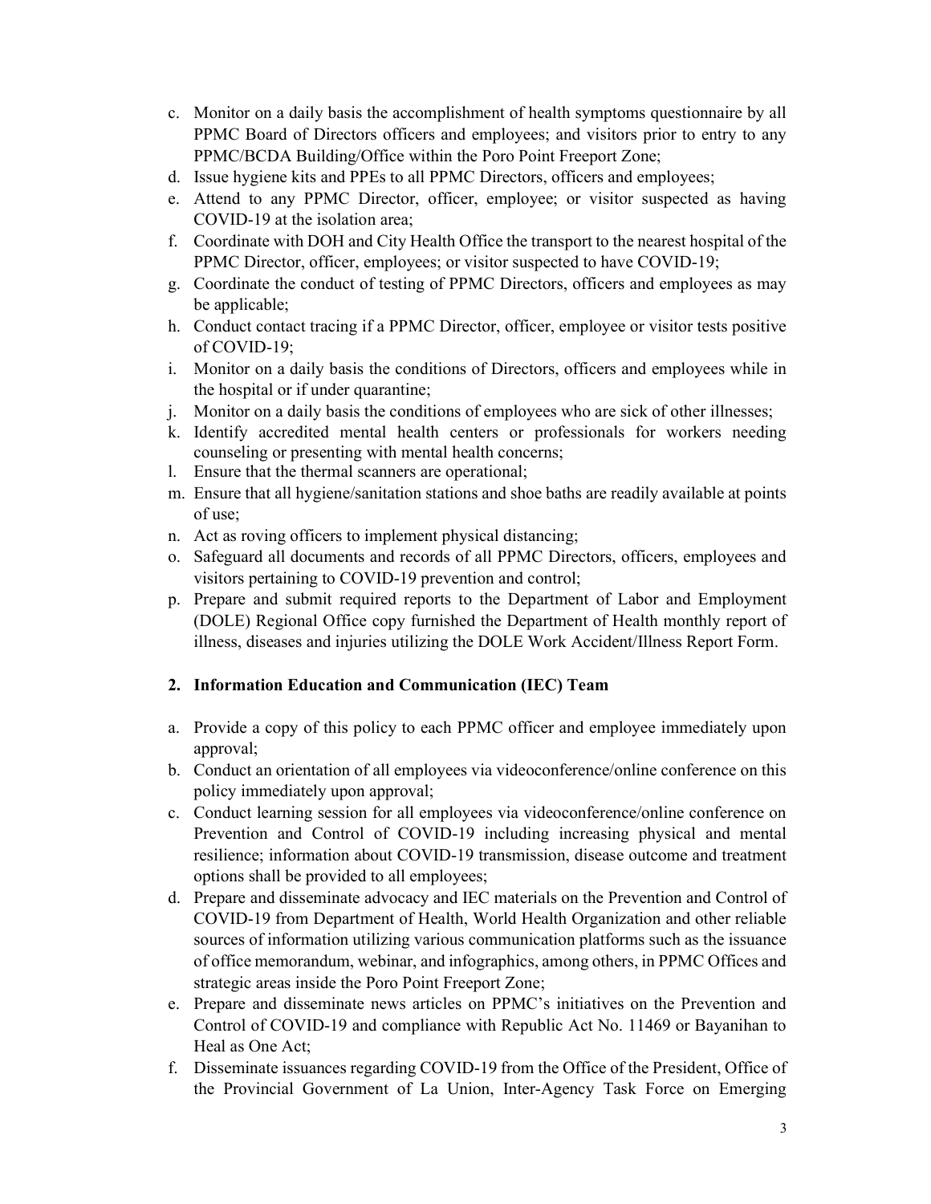c. Monitor on a daily basis the accomplishment of health symptoms questionnaire by all PPMC Board of Directors officers and employees; and visitors prior to entry to any PPMC/BCDA Building/Office within the Poro Point Freeport Zone;
d. Issue hygiene kits and PPEs to all PPMC Directors, officers and employees;
e. Attend to any PPMC Director, officer, employee; or visitor suspected as having COVID-19 at the isolation area;
f. Coordinate with DOH and City Health Office the transport to the nearest hospital of the PPMC Director, officer, employees; or visitor suspected to have COVID-19;
g. Coordinate the conduct of testing of PPMC Directors, officers and employees as may be applicable;
h. Conduct contact tracing if a PPMC Director, officer, employee or visitor tests positive of COVID-19;
i. Monitor on a daily basis the conditions of Directors, officers and employees while in the hospital or if under quarantine;
j. Monitor on a daily basis the conditions of employees who are sick of other illnesses;
k. Identify accredited mental health centers or professionals for workers needing counseling or presenting with mental health concerns;
l. Ensure that the thermal scanners are operational;
m. Ensure that all hygiene/sanitation stations and shoe baths are readily available at points of use;
n. Act as roving officers to implement physical distancing;
o. Safeguard all documents and records of all PPMC Directors, officers, employees and visitors pertaining to COVID-19 prevention and control;
p. Prepare and submit required reports to the Department of Labor and Employment (DOLE) Regional Office copy furnished the Department of Health monthly report of illness, diseases and injuries utilizing the DOLE Work Accident/Illness Report Form.

**2. Information Education and Communication (IEC) Team**

a. Provide a copy of this policy to each PPMC officer and employee immediately upon approval;
b. Conduct an orientation of all employees via videoconference/online conference on this policy immediately upon approval;
c. Conduct learning session for all employees via videoconference/online conference on Prevention and Control of COVID-19 including increasing physical and mental resilience; information about COVID-19 transmission, disease outcome and treatment options shall be provided to all employees;
d. Prepare and disseminate advocacy and IEC materials on the Prevention and Control of COVID-19 from Department of Health, World Health Organization and other reliable sources of information utilizing various communication platforms such as the issuance of office memorandum, webinar, and infographics, among others, in PPMC Offices and strategic areas inside the Poro Point Freeport Zone;
e. Prepare and disseminate news articles on PPMC's initiatives on the Prevention and Control of COVID-19 and compliance with Republic Act No. 11469 or Bayanihan to Heal as One Act;
f. Disseminate issuances regarding COVID-19 from the Office of the President, Office of the Provincial Government of La Union, Inter-Agency Task Force on Emerging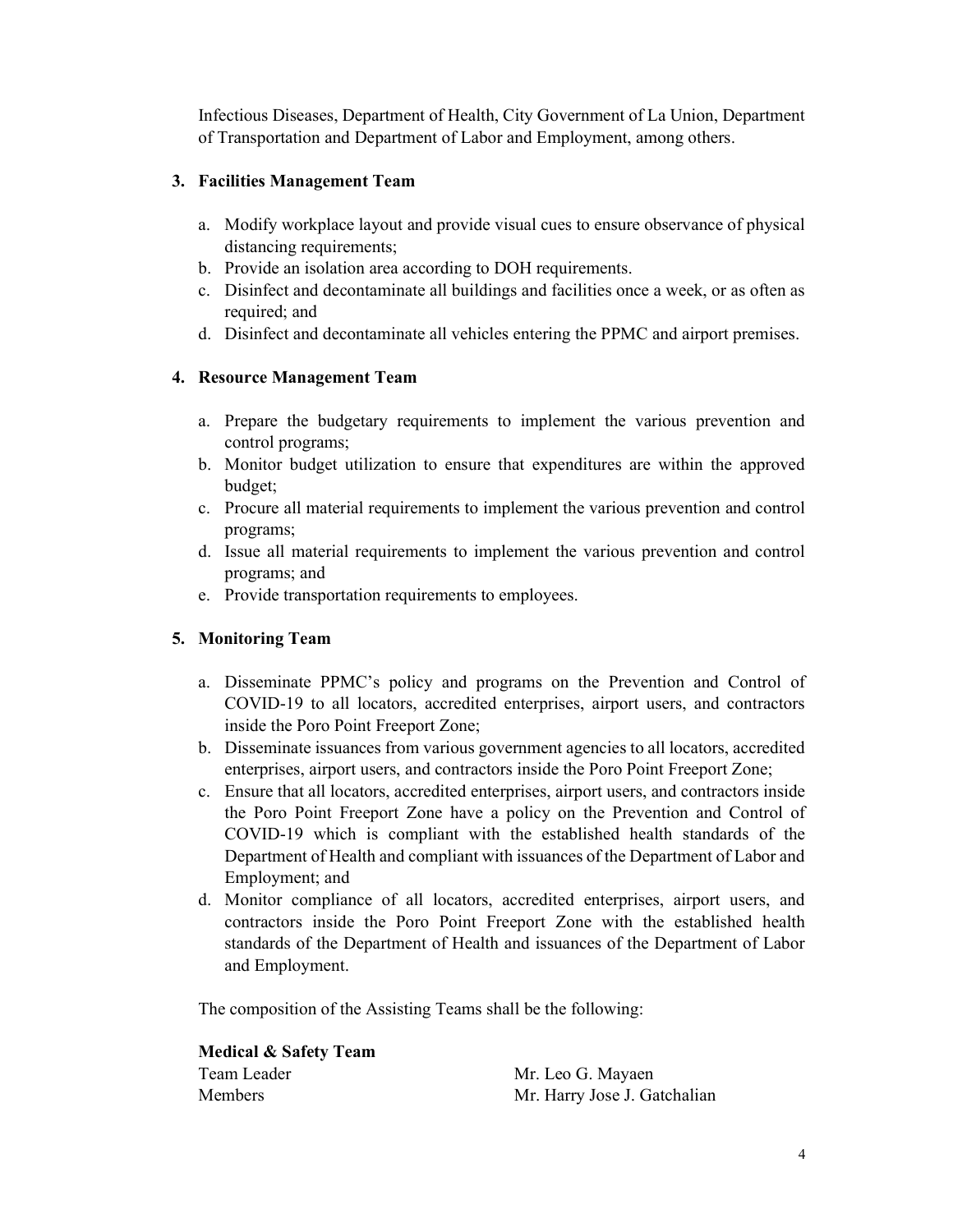Infectious Diseases, Department of Health, City Government of La Union, Department of Transportation and Department of Labor and Employment, among others.

3. **Facilities Management Team**

   a. Modify workplace layout and provide visual cues to ensure observance of physical distancing requirements;
   b. Provide an isolation area according to DOH requirements.
   c. Disinfect and decontaminate all buildings and facilities once a week, or as often as required; and
   d. Disinfect and decontaminate all vehicles entering the PPMC and airport premises.

4. **Resource Management Team**

   a. Prepare the budgetary requirements to implement the various prevention and control programs;
   b. Monitor budget utilization to ensure that expenditures are within the approved budget;
   c. Procure all material requirements to implement the various prevention and control programs;
   d. Issue all material requirements to implement the various prevention and control programs; and
   e. Provide transportation requirements to employees.

5. **Monitoring Team**

   a. Disseminate PPMC's policy and programs on the Prevention and Control of COVID-19 to all locators, accredited enterprises, airport users, and contractors inside the Poro Point Freeport Zone;
   b. Disseminate issuances from various government agencies to all locators, accredited enterprises, airport users, and contractors inside the Poro Point Freeport Zone;
   c. Ensure that all locators, accredited enterprises, airport users, and contractors inside the Poro Point Freeport Zone have a policy on the Prevention and Control of COVID-19 which is compliant with the established health standards of the Department of Health and compliant with issuances of the Department of Labor and Employment; and
   d. Monitor compliance of all locators, accredited enterprises, airport users, and contractors inside the Poro Point Freeport Zone with the established health standards of the Department of Health and issuances of the Department of Labor and Employment.

The composition of the Assisting Teams shall be the following:

**Medical & Safety Team**

| | |
|---|---|
| Team Leader | Mr. Leo G. Mayaen |
| Members | Mr. Harry Jose J. Gatchalian |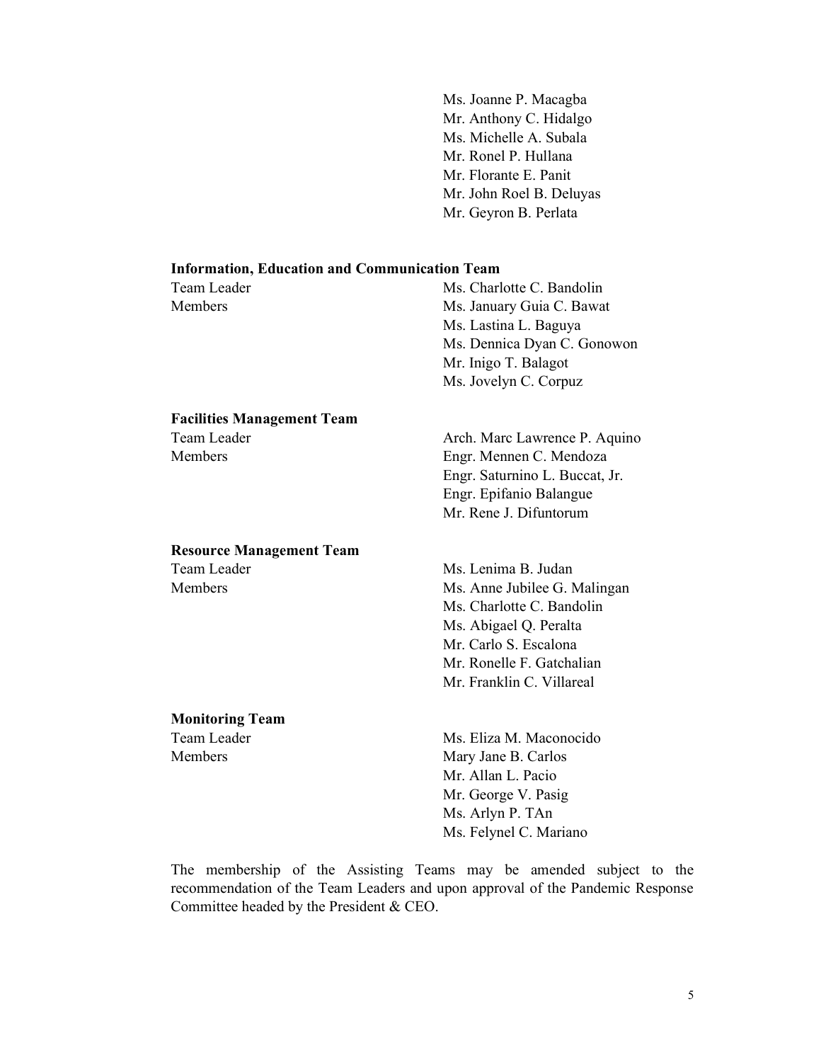Ms. Joanne P. Macagba
Mr. Anthony C. Hidalgo
Ms. Michelle A. Subala
Mr. Ronel P. Hullana
Mr. Florante E. Panit
Mr. John Roel B. Deluyas
Mr. Geyron B. Perlata

**Information, Education and Communication Team**

| | |
|---|---|
| Team Leader | Ms. Charlotte C. Bandolin |
| Members | Ms. January Guia C. Bawat |
| | Ms. Lastina L. Baguya |
| | Ms. Dennica Dyan C. Gonowon |
| | Mr. Inigo T. Balagot |
| | Ms. Jovelyn C. Corpuz |

**Facilities Management Team**

| | |
|---|---|
| Team Leader | Arch. Marc Lawrence P. Aquino |
| Members | Engr. Mennen C. Mendoza |
| | Engr. Saturnino L. Buccat, Jr. |
| | Engr. Epifanio Balangue |
| | Mr. Rene J. Difuntorum |

**Resource Management Team**

| | |
|---|---|
| Team Leader | Ms. Lenima B. Judan |
| Members | Ms. Anne Jubilee G. Malingan |
| | Ms. Charlotte C. Bandolin |
| | Ms. Abigael Q. Peralta |
| | Mr. Carlo S. Escalona |
| | Mr. Ronelle F. Gatchalian |
| | Mr. Franklin C. Villareal |

**Monitoring Team**

| | |
|---|---|
| Team Leader | Ms. Eliza M. Maconocido |
| Members | Mary Jane B. Carlos |
| | Mr. Allan L. Pacio |
| | Mr. George V. Pasig |
| | Ms. Arlyn P. TAn |
| | Ms. Felynel C. Mariano |

The membership of the Assisting Teams may be amended subject to the recommendation of the Team Leaders and upon approval of the Pandemic Response Committee headed by the President & CEO.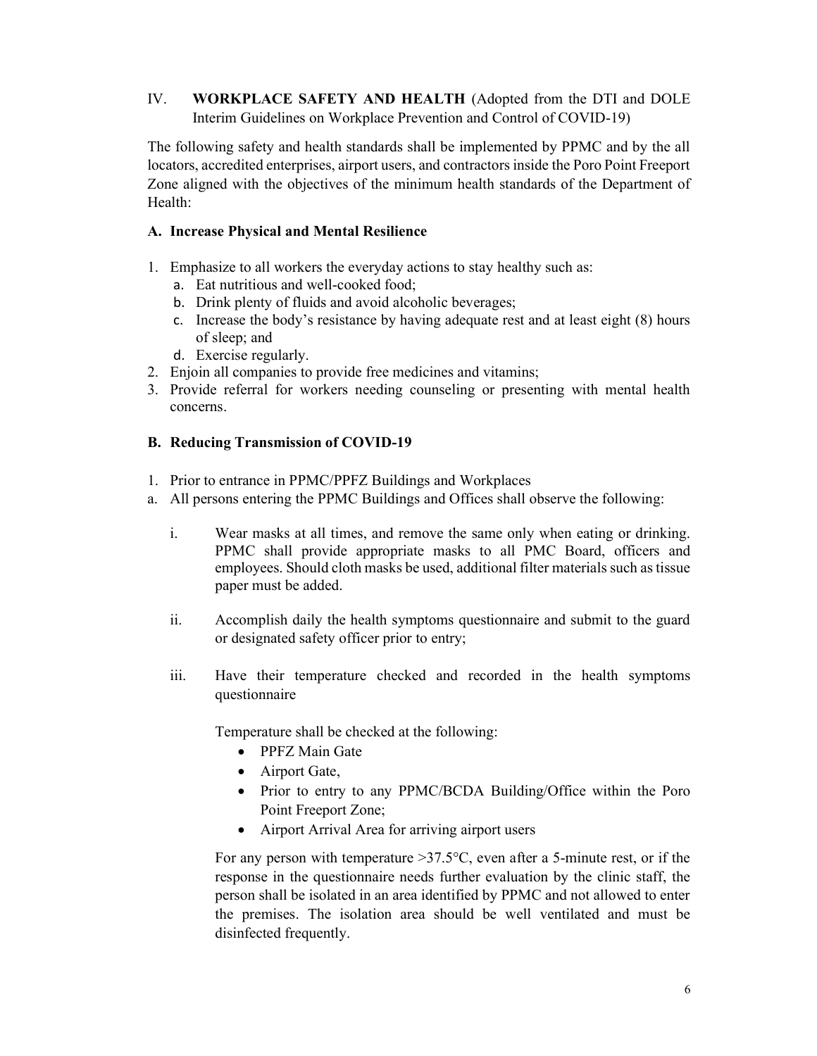## IV. WORKPLACE SAFETY AND HEALTH (Adopted from the DTI and DOLE Interim Guidelines on Workplace Prevention and Control of COVID-19)

The following safety and health standards shall be implemented by PPMC and by the all locators, accredited enterprises, airport users, and contractors inside the Poro Point Freeport Zone aligned with the objectives of the minimum health standards of the Department of Health:

### A. Increase Physical and Mental Resilience

1. Emphasize to all workers the everyday actions to stay healthy such as:
   a. Eat nutritious and well-cooked food;
   b. Drink plenty of fluids and avoid alcoholic beverages;
   c. Increase the body's resistance by having adequate rest and at least eight (8) hours of sleep; and
   d. Exercise regularly.
2. Enjoin all companies to provide free medicines and vitamins;
3. Provide referral for workers needing counseling or presenting with mental health concerns.

### B. Reducing Transmission of COVID-19

1. Prior to entrance in PPMC/PPFZ Buildings and Workplaces

a. All persons entering the PPMC Buildings and Offices shall observe the following:

   i. Wear masks at all times, and remove the same only when eating or drinking. PPMC shall provide appropriate masks to all PMC Board, officers and employees. Should cloth masks be used, additional filter materials such as tissue paper must be added.

   ii. Accomplish daily the health symptoms questionnaire and submit to the guard or designated safety officer prior to entry;

   iii. Have their temperature checked and recorded in the health symptoms questionnaire

   Temperature shall be checked at the following:

   - PPFZ Main Gate
   - Airport Gate,
   - Prior to entry to any PPMC/BCDA Building/Office within the Poro Point Freeport Zone;
   - Airport Arrival Area for arriving airport users

   For any person with temperature >37.5°C, even after a 5-minute rest, or if the response in the questionnaire needs further evaluation by the clinic staff, the person shall be isolated in an area identified by PPMC and not allowed to enter the premises. The isolation area should be well ventilated and must be disinfected frequently.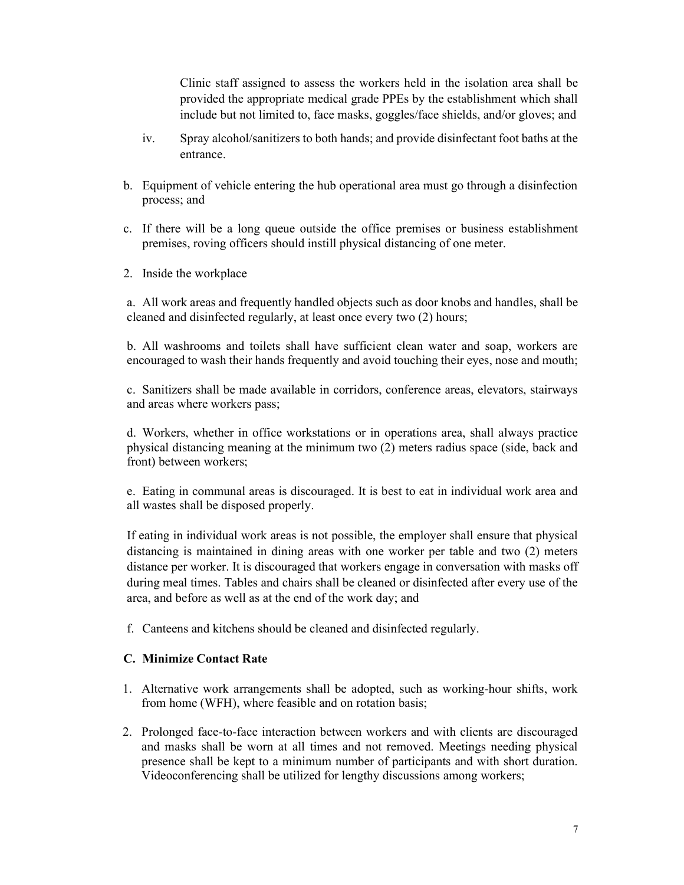Clinic staff assigned to assess the workers held in the isolation area shall be provided the appropriate medical grade PPEs by the establishment which shall include but not limited to, face masks, goggles/face shields, and/or gloves; and

iv. Spray alcohol/sanitizers to both hands; and provide disinfectant foot baths at the entrance.

b. Equipment of vehicle entering the hub operational area must go through a disinfection process; and

c. If there will be a long queue outside the office premises or business establishment premises, roving officers should instill physical distancing of one meter.

2. Inside the workplace

a. All work areas and frequently handled objects such as door knobs and handles, shall be cleaned and disinfected regularly, at least once every two (2) hours;

b. All washrooms and toilets shall have sufficient clean water and soap, workers are encouraged to wash their hands frequently and avoid touching their eyes, nose and mouth;

c. Sanitizers shall be made available in corridors, conference areas, elevators, stairways and areas where workers pass;

d. Workers, whether in office workstations or in operations area, shall always practice physical distancing meaning at the minimum two (2) meters radius space (side, back and front) between workers;

e. Eating in communal areas is discouraged. It is best to eat in individual work area and all wastes shall be disposed properly.

If eating in individual work areas is not possible, the employer shall ensure that physical distancing is maintained in dining areas with one worker per table and two (2) meters distance per worker. It is discouraged that workers engage in conversation with masks off during meal times. Tables and chairs shall be cleaned or disinfected after every use of the area, and before as well as at the end of the work day; and

f. Canteens and kitchens should be cleaned and disinfected regularly.

### C. Minimize Contact Rate

1. Alternative work arrangements shall be adopted, such as working-hour shifts, work from home (WFH), where feasible and on rotation basis;

2. Prolonged face-to-face interaction between workers and with clients are discouraged and masks shall be worn at all times and not removed. Meetings needing physical presence shall be kept to a minimum number of participants and with short duration. Videoconferencing shall be utilized for lengthy discussions among workers;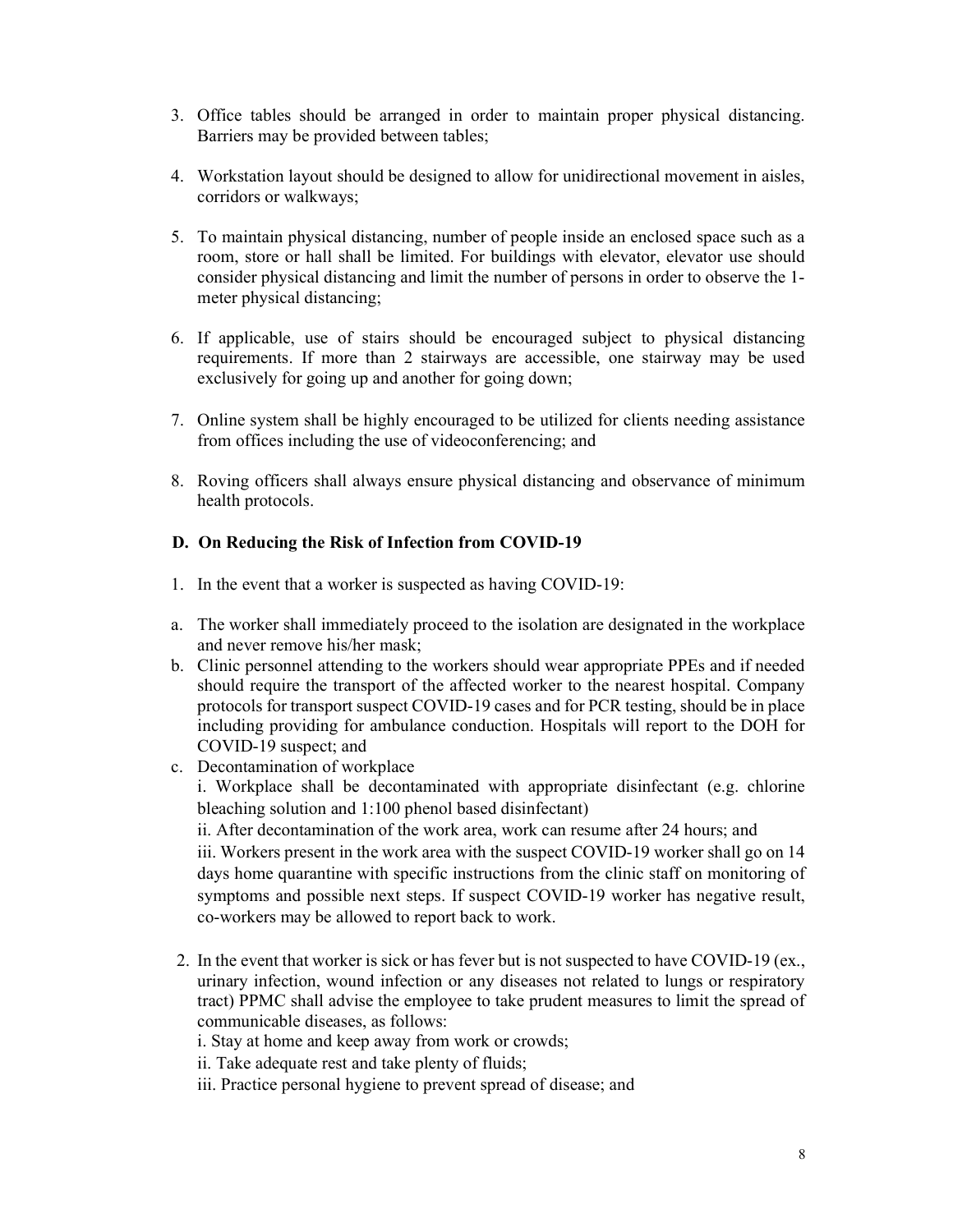3. Office tables should be arranged in order to maintain proper physical distancing. Barriers may be provided between tables;

4. Workstation layout should be designed to allow for unidirectional movement in aisles, corridors or walkways;

5. To maintain physical distancing, number of people inside an enclosed space such as a room, store or hall shall be limited. For buildings with elevator, elevator use should consider physical distancing and limit the number of persons in order to observe the 1-meter physical distancing;

6. If applicable, use of stairs should be encouraged subject to physical distancing requirements. If more than 2 stairways are accessible, one stairway may be used exclusively for going up and another for going down;

7. Online system shall be highly encouraged to be utilized for clients needing assistance from offices including the use of videoconferencing; and

8. Roving officers shall always ensure physical distancing and observance of minimum health protocols.

### D. On Reducing the Risk of Infection from COVID-19

1. In the event that a worker is suspected as having COVID-19:

a. The worker shall immediately proceed to the isolation are designated in the workplace and never remove his/her mask;

b. Clinic personnel attending to the workers should wear appropriate PPEs and if needed should require the transport of the affected worker to the nearest hospital. Company protocols for transport suspect COVID-19 cases and for PCR testing, should be in place including providing for ambulance conduction. Hospitals will report to the DOH for COVID-19 suspect; and

c. Decontamination of workplace

   i. Workplace shall be decontaminated with appropriate disinfectant (e.g. chlorine bleaching solution and 1:100 phenol based disinfectant)

   ii. After decontamination of the work area, work can resume after 24 hours; and

   iii. Workers present in the work area with the suspect COVID-19 worker shall go on 14 days home quarantine with specific instructions from the clinic staff on monitoring of symptoms and possible next steps. If suspect COVID-19 worker has negative result, co-workers may be allowed to report back to work.

2. In the event that worker is sick or has fever but is not suspected to have COVID-19 (ex., urinary infection, wound infection or any diseases not related to lungs or respiratory tract) PPMC shall advise the employee to take prudent measures to limit the spread of communicable diseases, as follows:

   i. Stay at home and keep away from work or crowds;

   ii. Take adequate rest and take plenty of fluids;

   iii. Practice personal hygiene to prevent spread of disease; and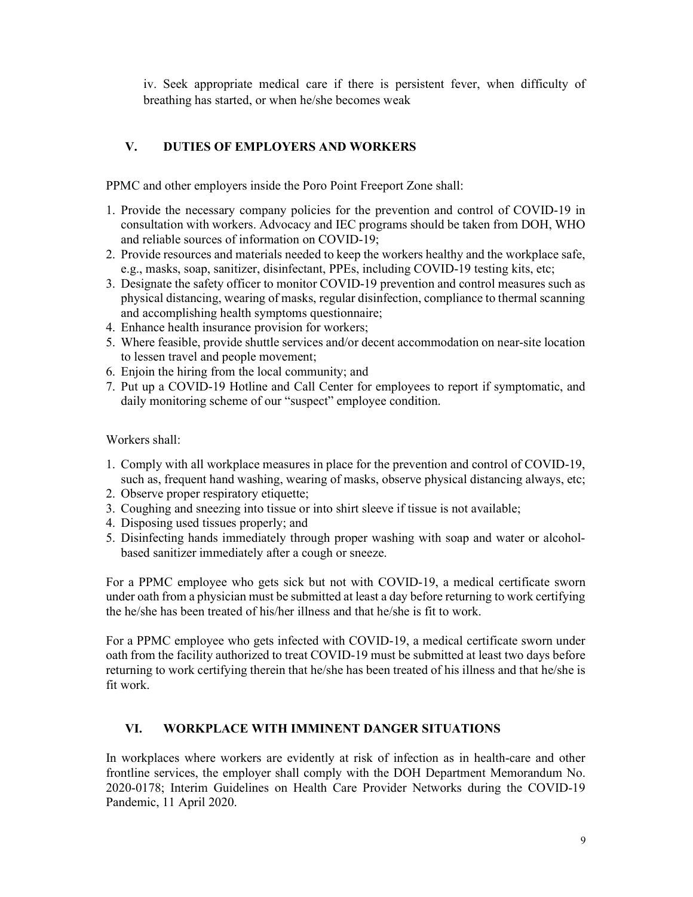iv. Seek appropriate medical care if there is persistent fever, when difficulty of breathing has started, or when he/she becomes weak

## V. DUTIES OF EMPLOYERS AND WORKERS

PPMC and other employers inside the Poro Point Freeport Zone shall:

1. Provide the necessary company policies for the prevention and control of COVID-19 in consultation with workers. Advocacy and IEC programs should be taken from DOH, WHO and reliable sources of information on COVID-19;
2. Provide resources and materials needed to keep the workers healthy and the workplace safe, e.g., masks, soap, sanitizer, disinfectant, PPEs, including COVID-19 testing kits, etc;
3. Designate the safety officer to monitor COVID-19 prevention and control measures such as physical distancing, wearing of masks, regular disinfection, compliance to thermal scanning and accomplishing health symptoms questionnaire;
4. Enhance health insurance provision for workers;
5. Where feasible, provide shuttle services and/or decent accommodation on near-site location to lessen travel and people movement;
6. Enjoin the hiring from the local community; and
7. Put up a COVID-19 Hotline and Call Center for employees to report if symptomatic, and daily monitoring scheme of our "suspect" employee condition.

Workers shall:

1. Comply with all workplace measures in place for the prevention and control of COVID-19, such as, frequent hand washing, wearing of masks, observe physical distancing always, etc;
2. Observe proper respiratory etiquette;
3. Coughing and sneezing into tissue or into shirt sleeve if tissue is not available;
4. Disposing used tissues properly; and
5. Disinfecting hands immediately through proper washing with soap and water or alcohol-based sanitizer immediately after a cough or sneeze.

For a PPMC employee who gets sick but not with COVID-19, a medical certificate sworn under oath from a physician must be submitted at least a day before returning to work certifying the he/she has been treated of his/her illness and that he/she is fit to work.

For a PPMC employee who gets infected with COVID-19, a medical certificate sworn under oath from the facility authorized to treat COVID-19 must be submitted at least two days before returning to work certifying therein that he/she has been treated of his illness and that he/she is fit work.

## VI. WORKPLACE WITH IMMINENT DANGER SITUATIONS

In workplaces where workers are evidently at risk of infection as in health-care and other frontline services, the employer shall comply with the DOH Department Memorandum No. 2020-0178; Interim Guidelines on Health Care Provider Networks during the COVID-19 Pandemic, 11 April 2020.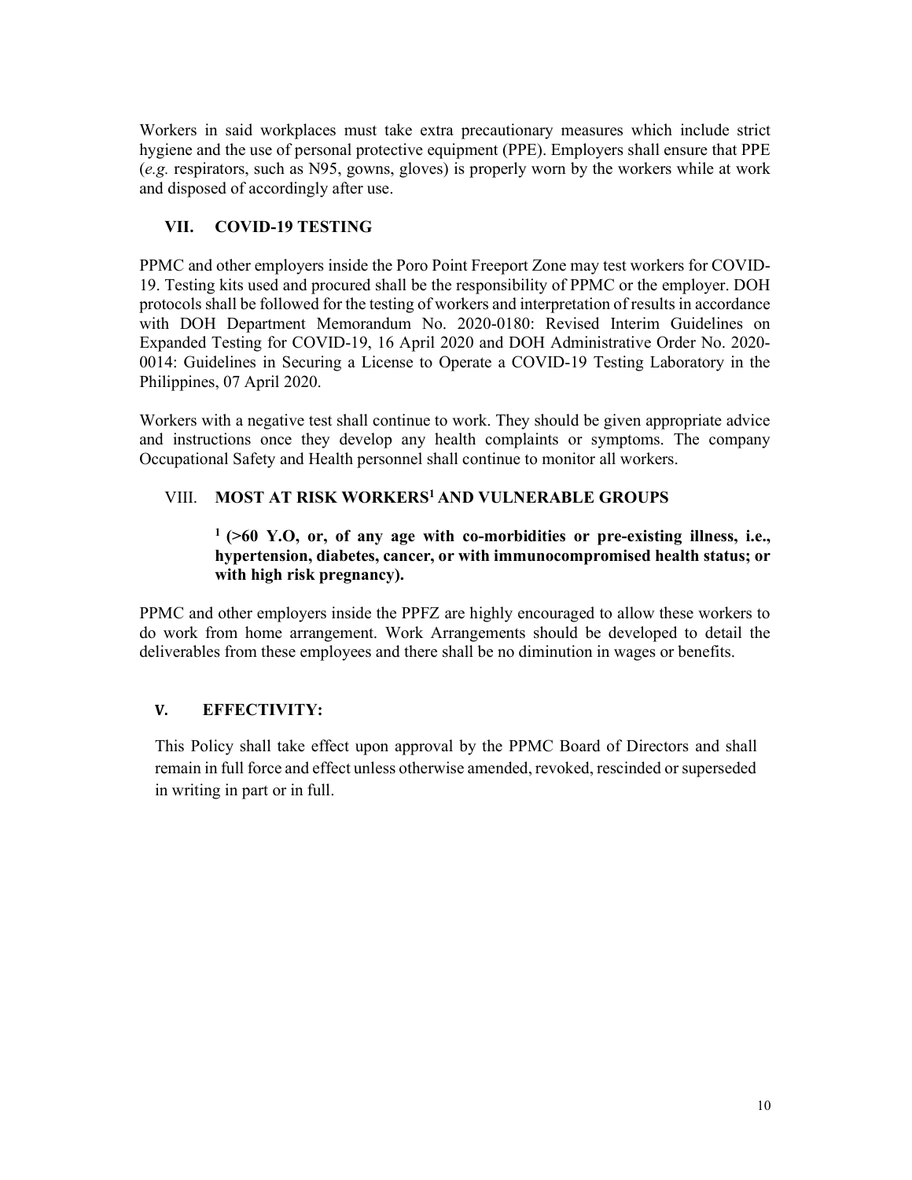Workers in said workplaces must take extra precautionary measures which include strict hygiene and the use of personal protective equipment (PPE). Employers shall ensure that PPE (*e.g.* respirators, such as N95, gowns, gloves) is properly worn by the workers while at work and disposed of accordingly after use.

## VII. COVID-19 TESTING

PPMC and other employers inside the Poro Point Freeport Zone may test workers for COVID-19. Testing kits used and procured shall be the responsibility of PPMC or the employer. DOH protocols shall be followed for the testing of workers and interpretation of results in accordance with DOH Department Memorandum No. 2020-0180: Revised Interim Guidelines on Expanded Testing for COVID-19, 16 April 2020 and DOH Administrative Order No. 2020-0014: Guidelines in Securing a License to Operate a COVID-19 Testing Laboratory in the Philippines, 07 April 2020.

Workers with a negative test shall continue to work. They should be given appropriate advice and instructions once they develop any health complaints or symptoms. The company Occupational Safety and Health personnel shall continue to monitor all workers.

## VIII. MOST AT RISK WORKERS[1] AND VULNERABLE GROUPS

**[1] (>60 Y.O, or, of any age with co-morbidities or pre-existing illness, i.e., hypertension, diabetes, cancer, or with immunocompromised health status; or with high risk pregnancy).**

PPMC and other employers inside the PPFZ are highly encouraged to allow these workers to do work from home arrangement. Work Arrangements should be developed to detail the deliverables from these employees and there shall be no diminution in wages or benefits.

## V. EFFECTIVITY:

This Policy shall take effect upon approval by the PPMC Board of Directors and shall remain in full force and effect unless otherwise amended, revoked, rescinded or superseded in writing in part or in full.